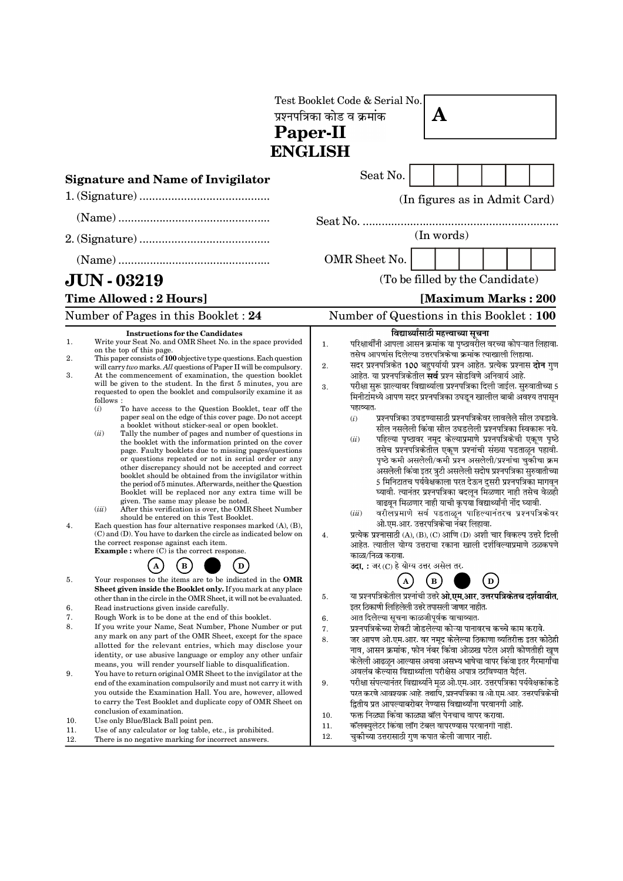Test Booklet Code & Serial No.
प्रश्नपत्रिका कोड व क्रमांक **A**

# Paper-II
# ENGLISH

**Signature and Name of Invigilator**

1. (Signature) ..........................................

   (Name) ................................................

2. (Signature) ..........................................

   (Name) ................................................

Seat No. (In figures as in Admit Card)

Seat No. ..............................................................

(In words)

OMR Sheet No.

(To be filled by the Candidate)

## JUN - 03219

**Time Allowed : 2 Hours]** **[Maximum Marks : 200**

Number of Pages in this Booklet : **24** Number of Questions in this Booklet : **100**

**Instructions for the Candidates**

1. Write your Seat No. and OMR Sheet No. in the space provided on the top of this page.
2. This paper consists of **100** objective type questions. Each question will carry *two* marks. *All* questions of Paper II will be compulsory.
3. At the commencement of examination, the question booklet will be given to the student. In the first 5 minutes, you are requested to open the booklet and compulsorily examine it as follows :
   (*i*) To have access to the Question Booklet, tear off the paper seal on the edge of this cover page. Do not accept a booklet without sticker-seal or open booklet.
   (*ii*) Tally the number of pages and number of questions in the booklet with the information printed on the cover page. Faulty booklets due to missing pages/questions or questions repeated or not in serial order or any other discrepancy should not be accepted and correct booklet should be obtained from the invigilator within the period of 5 minutes. Afterwards, neither the Question Booklet will be replaced nor any extra time will be given. The same may please be noted.
   (*iii*) After this verification is over, the OMR Sheet Number should be entered on this Test Booklet.
4. Each question has four alternative responses marked (A), (B), (C) and (D). You have to darken the circle as indicated below on the correct response against each item.
   **Example :** where (C) is the correct response.
   (A) (B) ● (D)
5. Your responses to the items are to be indicated in the **OMR Sheet given inside the Booklet only.** If you mark at any place other than in the circle in the OMR Sheet, it will not be evaluated.
6. Read instructions given inside carefully.
7. Rough Work is to be done at the end of this booklet.
8. If you write your Name, Seat Number, Phone Number or put any mark on any part of the OMR Sheet, except for the space allotted for the relevant entries, which may disclose your identity, or use abusive language or employ any other unfair means, you will render yourself liable to disqualification.
9. You have to return original OMR Sheet to the invigilator at the end of the examination compulsorily and must not carry it with you outside the Examination Hall. You are, however, allowed to carry the Test Booklet and duplicate copy of OMR Sheet on conclusion of examination.
10. Use only Blue/Black Ball point pen.
11. Use of any calculator or log table, etc., is prohibited.
12. There is no negative marking for incorrect answers.

**विद्यार्थ्यांसाठी महत्त्वाच्या सूचना**

1. परिक्षार्थींनी आपला आसन क्रमांक या पृष्ठावरील वरच्या कोपऱ्यात लिहावा. तसेच आपणांस दिलेल्या उत्तरपत्रिकेचा क्रमांक त्याखाली लिहावा.
2. सदर प्रश्नपत्रिकेत 100 बहुपर्यायी प्रश्न आहेत. प्रत्येक प्रश्नास **दोन** गुण आहेत. या प्रश्नपत्रिकेतील **सर्व** प्रश्न सोडविणे अनिवार्य आहे.
3. परीक्षा सुरू झाल्यावर विद्यार्थ्याला प्रश्नपत्रिका दिली जाईल. सुरुवातीच्या 5 मिनीटांमध्ये आपण सदर प्रश्नपत्रिका उघडून खालील बाबी अवश्य तपासून पहाव्यात.
   (*i*) प्रश्नपत्रिका उघडण्यासाठी प्रश्नपत्रिकेवर लावलेले सील उघडावे. सील नसलेली किंवा सील उघडलेली प्रश्नपत्रिका स्विकारू नये.
   (*ii*) पहिल्या पृष्ठावर नमूद केल्याप्रमाणे प्रश्नपत्रिकेची एकूण पृष्ठे तसेच प्रश्नपत्रिकेतील एकूण प्रश्नांची संख्या पडताळून पहावी. पृष्ठे कमी असलेली/कमी प्रश्न असलेली/प्रश्नांचा चुकीचा क्रम असलेली किंवा इतर त्रुटी असलेली सदोष प्रश्नपत्रिका सुरुवातीच्या 5 मिनिटातच पर्यवेक्षकाला परत देऊन दुसरी प्रश्नपत्रिका मागवून घ्यावी. त्यानंतर प्रश्नपत्रिका बदलून मिळणार नाही तसेच वेळही वाढवून मिळणार नाही याची कृपया विद्यार्थ्यांनी नोंद घ्यावी.
   (*iii*) वरीलप्रमाणे सर्व पडताळून पाहिल्यानंतरच प्रश्नपत्रिकेवर ओ.एम.आर. उत्तरपत्रिकेचा नंबर लिहावा.
4. प्रत्येक प्रश्नासाठी (A), (B), (C) आणि (D) अशी चार विकल्प उत्तरे दिली आहेत. त्यातील योग्य उत्तराचा रकाना खाली दर्शविल्याप्रमाणे ठळकपणे काळा/निळा करावा.
   **उदा. :** जर (C) हे योग्य उत्तर असेल तर.
   (A) (B) ● (D)
5. या प्रश्नपत्रिकेतील प्रश्नांची उत्तरे **ओ.एम.आर. उत्तरपत्रिकेतच दर्शवावीत.** इतर ठिकाणी लिहिलेली उत्तरे तपासली जाणार नाहीत.
6. आत दिलेल्या सूचना काळजीपूर्वक वाचाव्यात.
7. प्रश्नपत्रिकेच्या शेवटी जोडलेल्या कोऱ्या पानावरच कच्चे काम करावे.
8. जर आपण ओ.एम.आर. वर नमूद केलेल्या ठिकाणा व्यतिरीक्त इतर कोठेही नाव, आसन क्रमांक, फोन नंबर किंवा ओळख पटेल अशी कोणतीही खूण केलेली आढळून आल्यास अथवा असभ्य भाषेचा वापर किंवा इतर गैरमार्गांचा अवलंब केल्यास विद्यार्थ्याला परीक्षेस अपात्र ठरविण्यात येईल.
9. परीक्षा संपल्यानंतर विद्यार्थ्याने मूळ ओ.एम.आर. उत्तरपत्रिका पर्यवेक्षकांकडे परत करणे आवश्यक आहे. तथापि, प्रश्नपत्रिका व ओ.एम.आर. उत्तरपत्रिकेची द्वितीय प्रत आपल्याबरोबर नेण्यास विद्यार्थ्यांना परवानगी आहे.
10. फक्त निळ्या किंवा काळ्या बॉल पेनचाच वापर करावा.
11. कॅलक्युलेटर किंवा लॉग टेबल वापरण्यास परवानगी नाही.
12. चुकीच्या उत्तरासाठी गुण कपात केली जाणार नाही.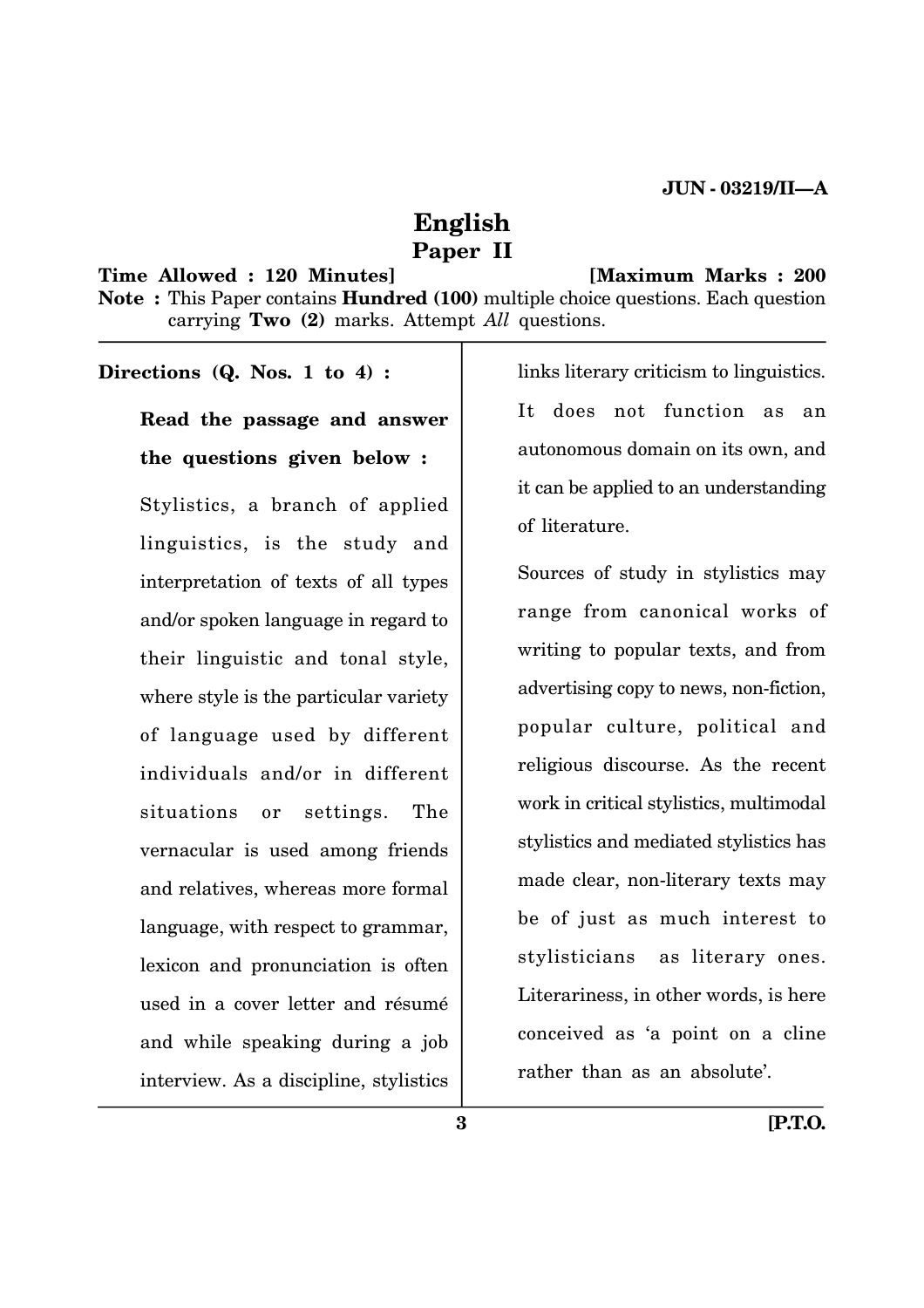JUN - 03219/II—A

# English

## Paper II

**Time Allowed : 120 Minutes]** **[Maximum Marks : 200**

**Note :** This Paper contains **Hundred (100)** multiple choice questions. Each question carrying **Two (2)** marks. Attempt *All* questions.

**Directions (Q. Nos. 1 to 4) :**

**Read the passage and answer the questions given below :**

Stylistics, a branch of applied linguistics, is the study and interpretation of texts of all types and/or spoken language in regard to their linguistic and tonal style, where style is the particular variety of language used by different individuals and/or in different situations or settings. The vernacular is used among friends and relatives, whereas more formal language, with respect to grammar, lexicon and pronunciation is often used in a cover letter and résumé and while speaking during a job interview. As a discipline, stylistics links literary criticism to linguistics. It does not function as an autonomous domain on its own, and it can be applied to an understanding of literature.

Sources of study in stylistics may range from canonical works of writing to popular texts, and from advertising copy to news, non-fiction, popular culture, political and religious discourse. As the recent work in critical stylistics, multimodal stylistics and mediated stylistics has made clear, non-literary texts may be of just as much interest to stylisticians as literary ones. Literariness, in other words, is here conceived as 'a point on a cline rather than as an absolute'.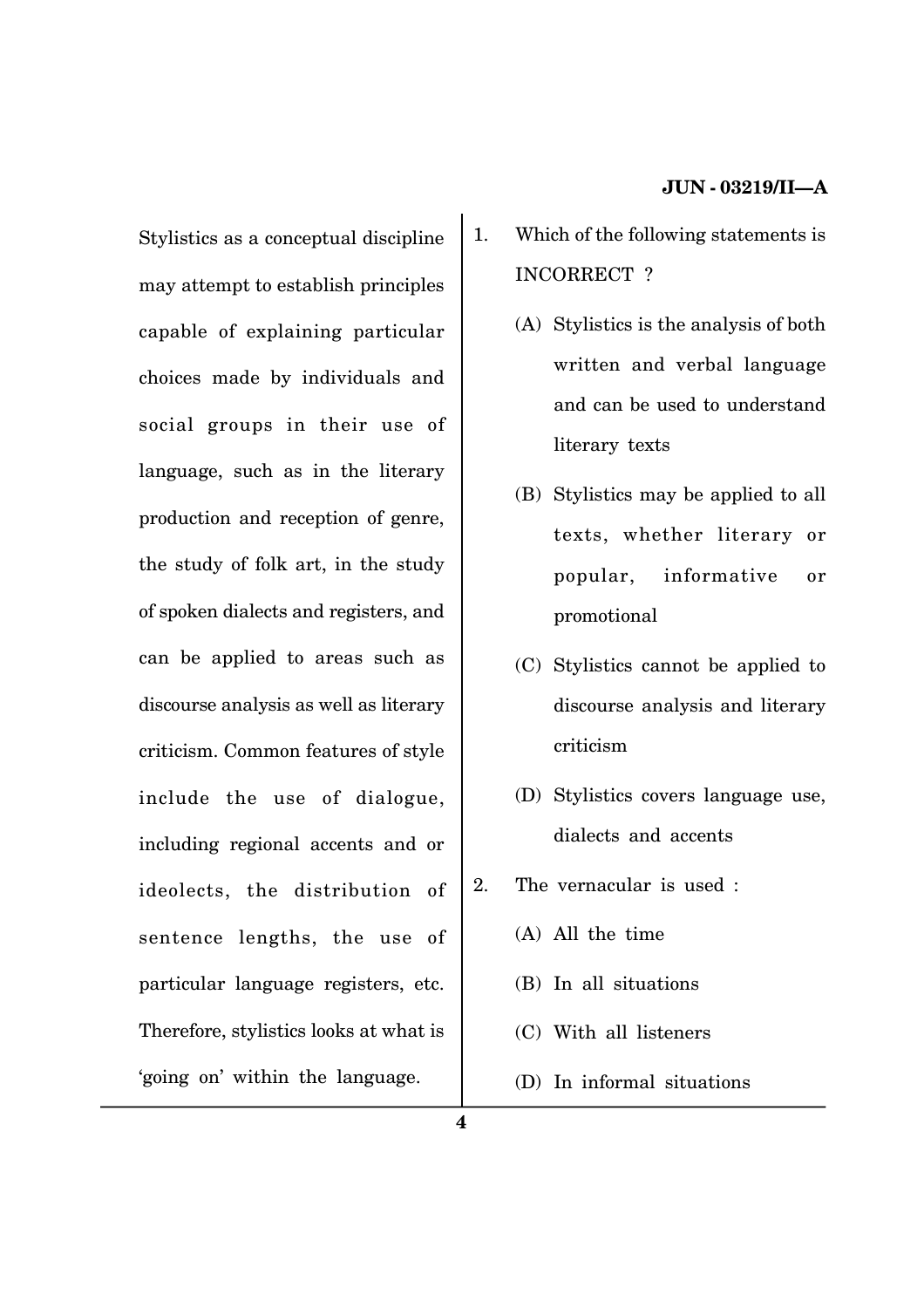Stylistics as a conceptual discipline may attempt to establish principles capable of explaining particular choices made by individuals and social groups in their use of language, such as in the literary production and reception of genre, the study of folk art, in the study of spoken dialects and registers, and can be applied to areas such as discourse analysis as well as literary criticism. Common features of style include the use of dialogue, including regional accents and or ideolects, the distribution of sentence lengths, the use of particular language registers, etc. Therefore, stylistics looks at what is 'going on' within the language.

1. Which of the following statements is INCORRECT ?

   (A) Stylistics is the analysis of both written and verbal language and can be used to understand literary texts

   (B) Stylistics may be applied to all texts, whether literary or popular, informative or promotional

   (C) Stylistics cannot be applied to discourse analysis and literary criticism

   (D) Stylistics covers language use, dialects and accents

2. The vernacular is used :

   (A) All the time

   (B) In all situations

   (C) With all listeners

   (D) In informal situations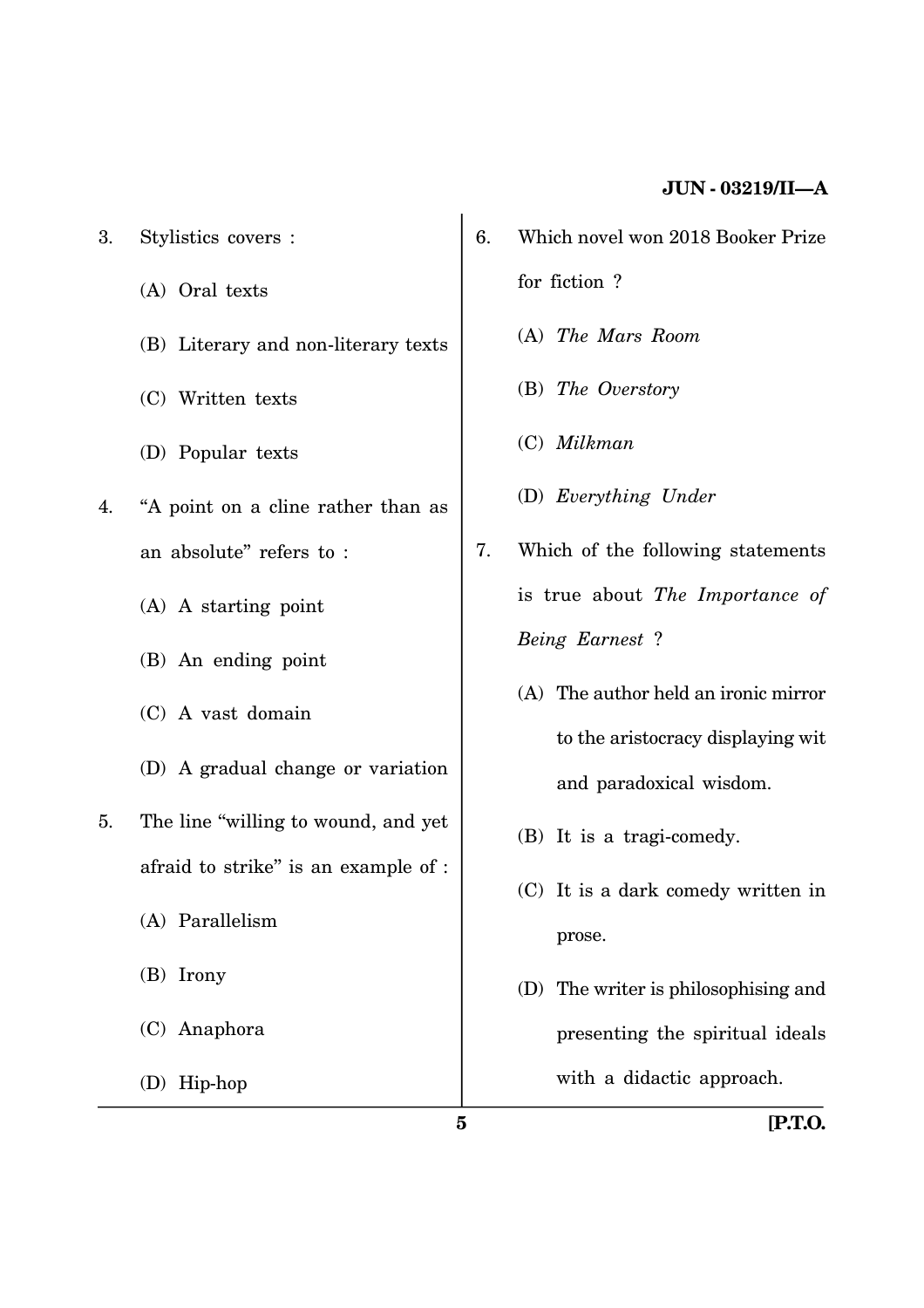3. Stylistics covers :

   (A) Oral texts

   (B) Literary and non-literary texts

   (C) Written texts

   (D) Popular texts

4. "A point on a cline rather than as an absolute" refers to :

   (A) A starting point

   (B) An ending point

   (C) A vast domain

   (D) A gradual change or variation

5. The line "willing to wound, and yet afraid to strike" is an example of :

   (A) Parallelism

   (B) Irony

   (C) Anaphora

   (D) Hip-hop

6. Which novel won 2018 Booker Prize for fiction ?

   (A) *The Mars Room*

   (B) *The Overstory*

   (C) *Milkman*

   (D) *Everything Under*

7. Which of the following statements is true about *The Importance of Being Earnest* ?

   (A) The author held an ironic mirror to the aristocracy displaying wit and paradoxical wisdom.

   (B) It is a tragi-comedy.

   (C) It is a dark comedy written in prose.

   (D) The writer is philosophising and presenting the spiritual ideals with a didactic approach.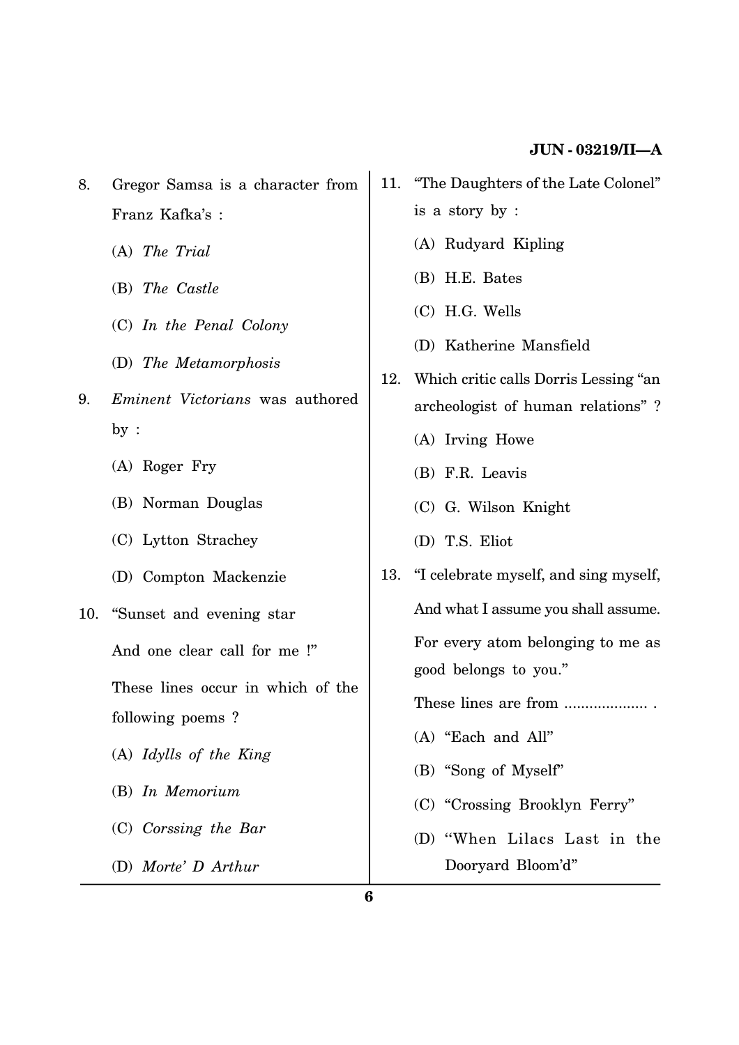8. Gregor Samsa is a character from Franz Kafka's :

   (A) *The Trial*

   (B) *The Castle*

   (C) *In the Penal Colony*

   (D) *The Metamorphosis*

9. *Eminent Victorians* was authored by :

   (A) Roger Fry

   (B) Norman Douglas

   (C) Lytton Strachey

   (D) Compton Mackenzie

10. "Sunset and evening star

    And one clear call for me !"

    These lines occur in which of the following poems ?

    (A) *Idylls of the King*

    (B) *In Memorium*

    (C) *Corssing the Bar*

    (D) *Morte' D Arthur*

11. "The Daughters of the Late Colonel" is a story by :

    (A) Rudyard Kipling

    (B) H.E. Bates

    (C) H.G. Wells

    (D) Katherine Mansfield

12. Which critic calls Dorris Lessing "an archeologist of human relations" ?

    (A) Irving Howe

    (B) F.R. Leavis

    (C) G. Wilson Knight

    (D) T.S. Eliot

13. "I celebrate myself, and sing myself,

    And what I assume you shall assume.

    For every atom belonging to me as good belongs to you."

    These lines are from .................... .

    (A) "Each and All"

    (B) "Song of Myself"

    (C) "Crossing Brooklyn Ferry"

    (D) "When Lilacs Last in the Dooryard Bloom'd"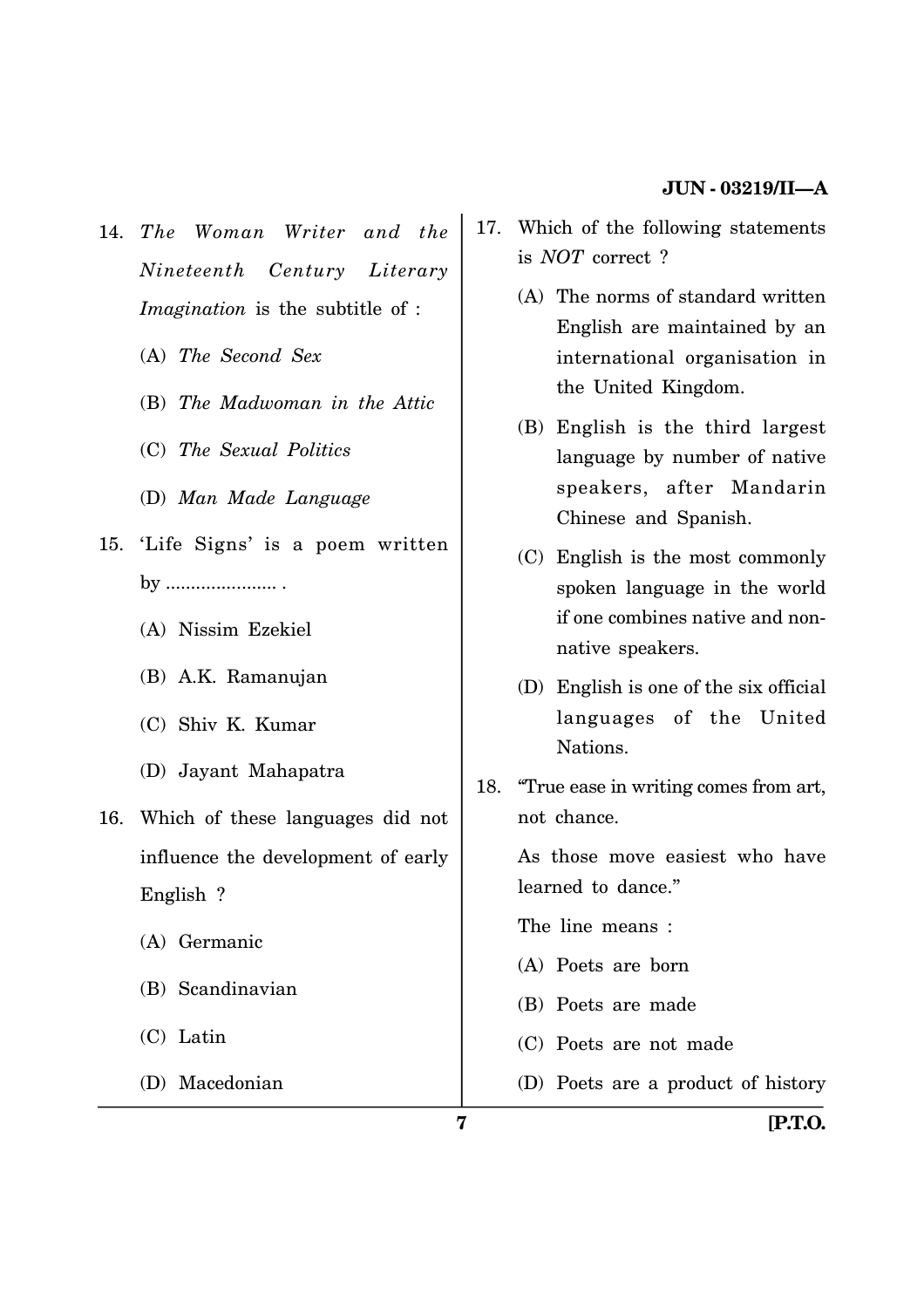14. *The Woman Writer and the Nineteenth Century Literary Imagination* is the subtitle of :

    (A) *The Second Sex*

    (B) *The Madwoman in the Attic*

    (C) *The Sexual Politics*

    (D) *Man Made Language*

15. 'Life Signs' is a poem written by ...................... .

    (A) Nissim Ezekiel

    (B) A.K. Ramanujan

    (C) Shiv K. Kumar

    (D) Jayant Mahapatra

16. Which of these languages did not influence the development of early English ?

    (A) Germanic

    (B) Scandinavian

    (C) Latin

    (D) Macedonian

17. Which of the following statements is *NOT* correct ?

    (A) The norms of standard written English are maintained by an international organisation in the United Kingdom.

    (B) English is the third largest language by number of native speakers, after Mandarin Chinese and Spanish.

    (C) English is the most commonly spoken language in the world if one combines native and non-native speakers.

    (D) English is one of the six official languages of the United Nations.

18. "True ease in writing comes from art, not chance.

    As those move easiest who have learned to dance."

    The line means :

    (A) Poets are born

    (B) Poets are made

    (C) Poets are not made

    (D) Poets are a product of history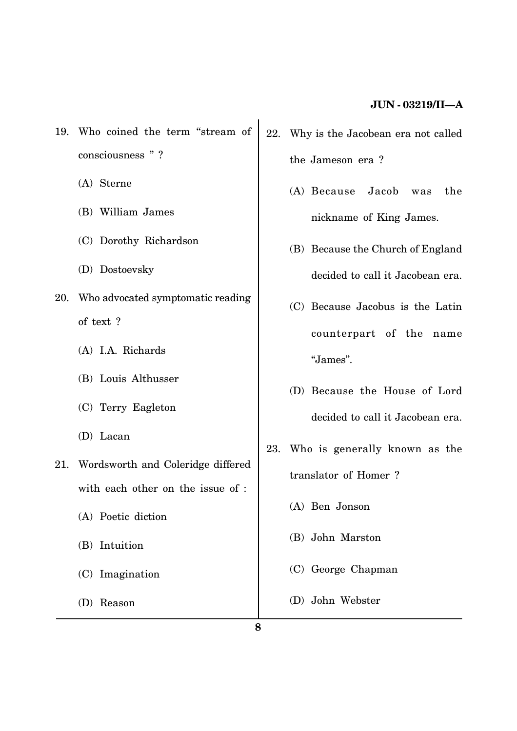19. Who coined the term "stream of consciousness " ?

    (A) Sterne

    (B) William James

    (C) Dorothy Richardson

    (D) Dostoevsky

20. Who advocated symptomatic reading of text ?

    (A) I.A. Richards

    (B) Louis Althusser

    (C) Terry Eagleton

    (D) Lacan

21. Wordsworth and Coleridge differed with each other on the issue of :

    (A) Poetic diction

    (B) Intuition

    (C) Imagination

    (D) Reason

22. Why is the Jacobean era not called the Jameson era ?

    (A) Because Jacob was the nickname of King James.

    (B) Because the Church of England decided to call it Jacobean era.

    (C) Because Jacobus is the Latin counterpart of the name "James".

    (D) Because the House of Lord decided to call it Jacobean era.

23. Who is generally known as the translator of Homer ?

    (A) Ben Jonson

    (B) John Marston

    (C) George Chapman

    (D) John Webster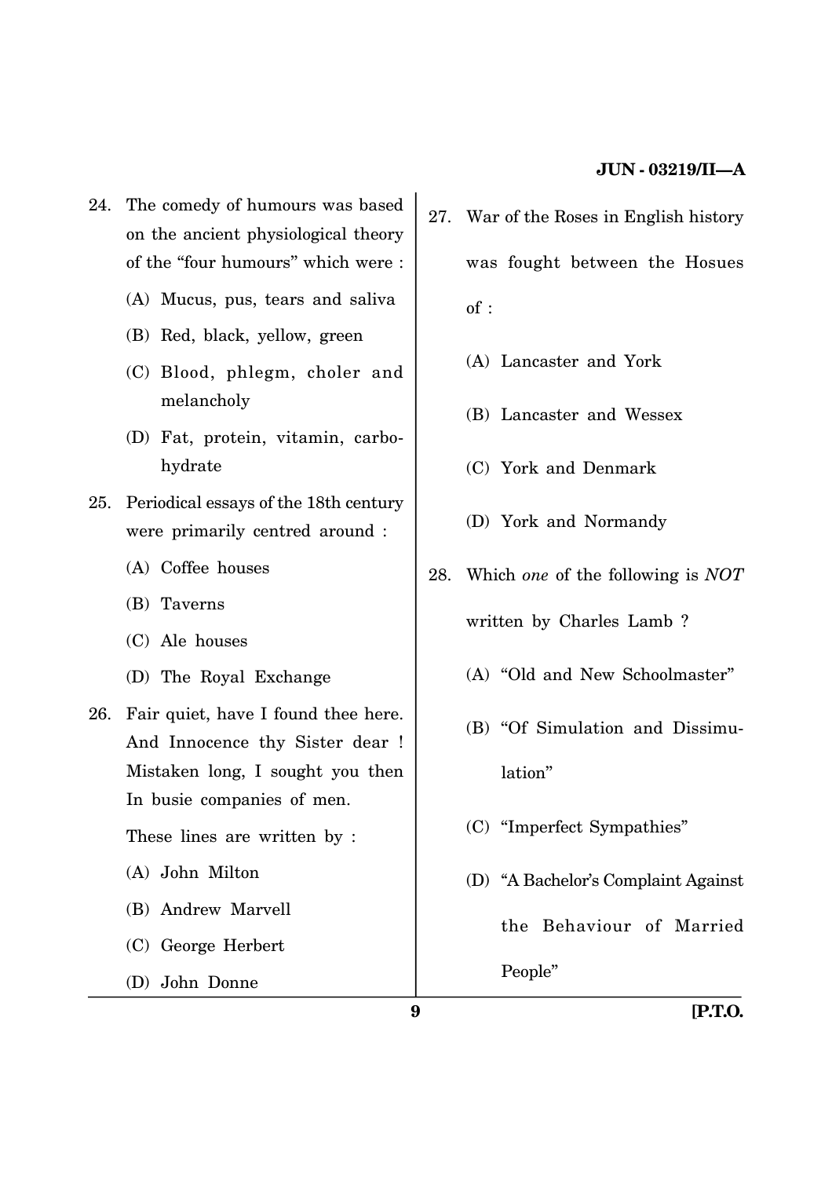24. The comedy of humours was based on the ancient physiological theory of the "four humours" which were :

    (A) Mucus, pus, tears and saliva

    (B) Red, black, yellow, green

    (C) Blood, phlegm, choler and melancholy

    (D) Fat, protein, vitamin, carbohydrate

25. Periodical essays of the 18th century were primarily centred around :

    (A) Coffee houses

    (B) Taverns

    (C) Ale houses

    (D) The Royal Exchange

26. Fair quiet, have I found thee here.
    And Innocence thy Sister dear !
    Mistaken long, I sought you then
    In busie companies of men.

    These lines are written by :

    (A) John Milton

    (B) Andrew Marvell

    (C) George Herbert

    (D) John Donne

27. War of the Roses in English history was fought between the Hosues of :

    (A) Lancaster and York

    (B) Lancaster and Wessex

    (C) York and Denmark

    (D) York and Normandy

28. Which *one* of the following is *NOT* written by Charles Lamb ?

    (A) "Old and New Schoolmaster"

    (B) "Of Simulation and Dissimulation"

    (C) "Imperfect Sympathies"

    (D) "A Bachelor's Complaint Against the Behaviour of Married People"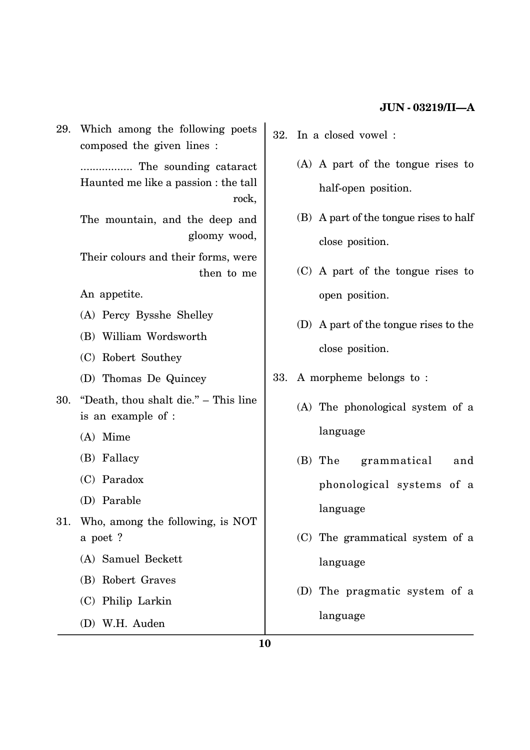29. Which among the following poets composed the given lines :

    ................ The sounding cataract
    Haunted me like a passion : the tall rock,
    The mountain, and the deep and gloomy wood,
    Their colours and their forms, were then to me
    An appetite.

    (A) Percy Bysshe Shelley
    (B) William Wordsworth
    (C) Robert Southey
    (D) Thomas De Quincey

30. "Death, thou shalt die." – This line is an example of :

    (A) Mime
    (B) Fallacy
    (C) Paradox
    (D) Parable

31. Who, among the following, is NOT a poet ?

    (A) Samuel Beckett
    (B) Robert Graves
    (C) Philip Larkin
    (D) W.H. Auden

32. In a closed vowel :

    (A) A part of the tongue rises to half-open position.
    (B) A part of the tongue rises to half close position.
    (C) A part of the tongue rises to open position.
    (D) A part of the tongue rises to the close position.

33. A morpheme belongs to :

    (A) The phonological system of a language
    (B) The grammatical and phonological systems of a language
    (C) The grammatical system of a language
    (D) The pragmatic system of a language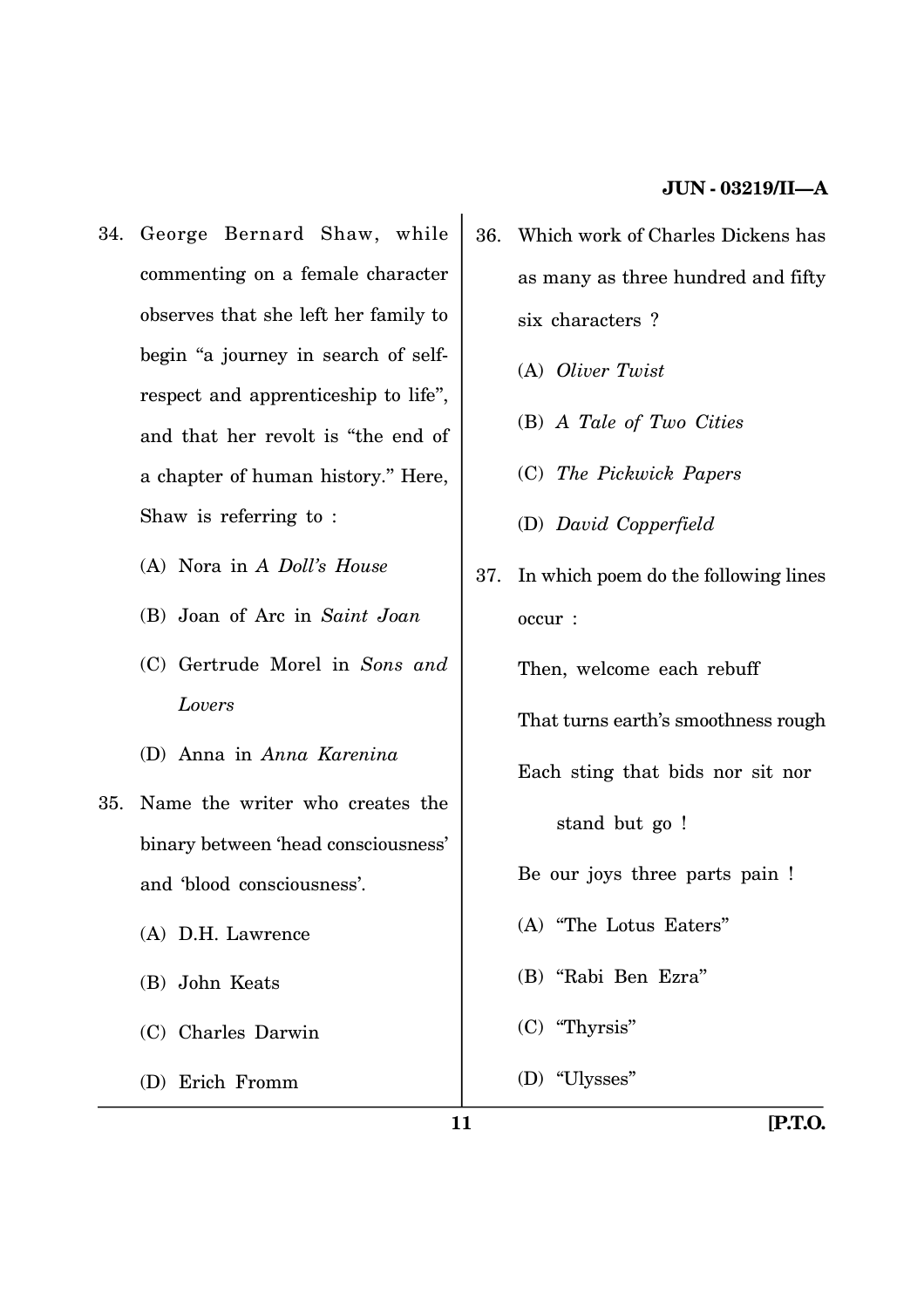34. George Bernard Shaw, while commenting on a female character observes that she left her family to begin "a journey in search of self-respect and apprenticeship to life", and that her revolt is "the end of a chapter of human history." Here, Shaw is referring to :

    (A) Nora in *A Doll's House*

    (B) Joan of Arc in *Saint Joan*

    (C) Gertrude Morel in *Sons and Lovers*

    (D) Anna in *Anna Karenina*

35. Name the writer who creates the binary between 'head consciousness' and 'blood consciousness'.

    (A) D.H. Lawrence

    (B) John Keats

    (C) Charles Darwin

    (D) Erich Fromm

36. Which work of Charles Dickens has as many as three hundred and fifty six characters ?

    (A) *Oliver Twist*

    (B) *A Tale of Two Cities*

    (C) *The Pickwick Papers*

    (D) *David Copperfield*

37. In which poem do the following lines occur :

    Then, welcome each rebuff
    That turns earth's smoothness rough
    Each sting that bids nor sit nor
        stand but go !
    Be our joys three parts pain !

    (A) "The Lotus Eaters"

    (B) "Rabi Ben Ezra"

    (C) "Thyrsis"

    (D) "Ulysses"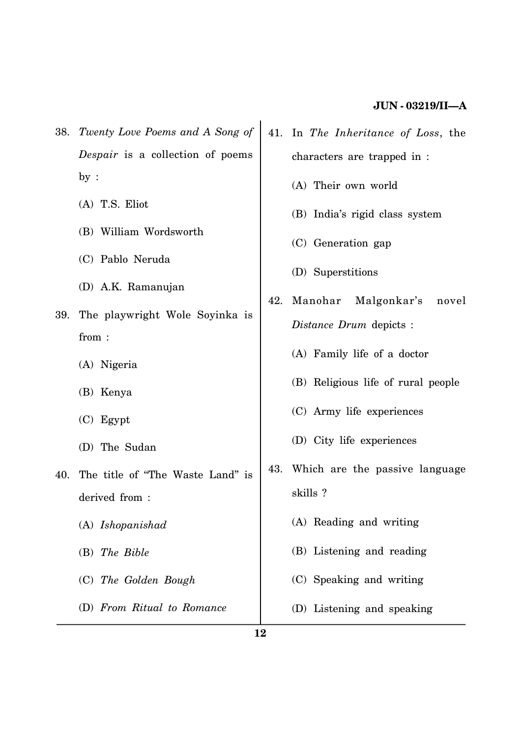38. *Twenty Love Poems and A Song of Despair* is a collection of poems by :

    (A) T.S. Eliot

    (B) William Wordsworth

    (C) Pablo Neruda

    (D) A.K. Ramanujan

39. The playwright Wole Soyinka is from :

    (A) Nigeria

    (B) Kenya

    (C) Egypt

    (D) The Sudan

40. The title of "The Waste Land" is derived from :

    (A) *Ishopanishad*

    (B) *The Bible*

    (C) *The Golden Bough*

    (D) *From Ritual to Romance*

41. In *The Inheritance of Loss*, the characters are trapped in :

    (A) Their own world

    (B) India's rigid class system

    (C) Generation gap

    (D) Superstitions

42. Manohar Malgonkar's novel *Distance Drum* depicts :

    (A) Family life of a doctor

    (B) Religious life of rural people

    (C) Army life experiences

    (D) City life experiences

43. Which are the passive language skills ?

    (A) Reading and writing

    (B) Listening and reading

    (C) Speaking and writing

    (D) Listening and speaking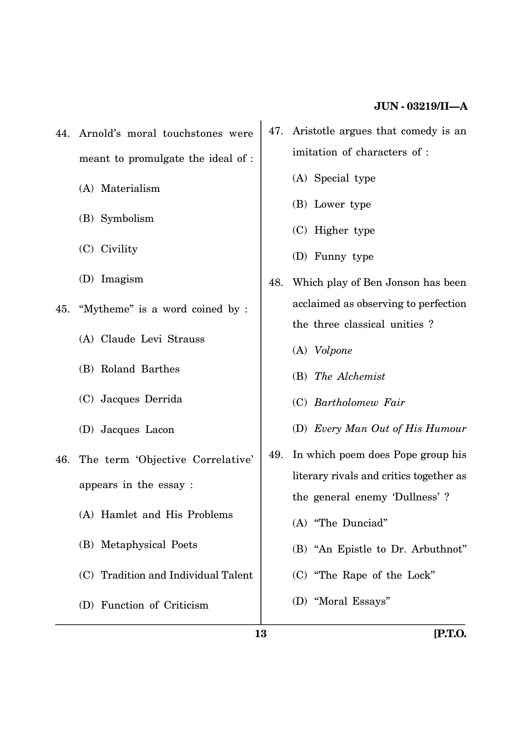44. Arnold's moral touchstones were meant to promulgate the ideal of :

    (A) Materialism

    (B) Symbolism

    (C) Civility

    (D) Imagism

45. "Mytheme" is a word coined by :

    (A) Claude Levi Strauss

    (B) Roland Barthes

    (C) Jacques Derrida

    (D) Jacques Lacon

46. The term 'Objective Correlative' appears in the essay :

    (A) Hamlet and His Problems

    (B) Metaphysical Poets

    (C) Tradition and Individual Talent

    (D) Function of Criticism

47. Aristotle argues that comedy is an imitation of characters of :

    (A) Special type

    (B) Lower type

    (C) Higher type

    (D) Funny type

48. Which play of Ben Jonson has been acclaimed as observing to perfection the three classical unities ?

    (A) *Volpone*

    (B) *The Alchemist*

    (C) *Bartholomew Fair*

    (D) *Every Man Out of His Humour*

49. In which poem does Pope group his literary rivals and critics together as the general enemy 'Dullness' ?

    (A) "The Dunciad"

    (B) "An Epistle to Dr. Arbuthnot"

    (C) "The Rape of the Lock"

    (D) "Moral Essays"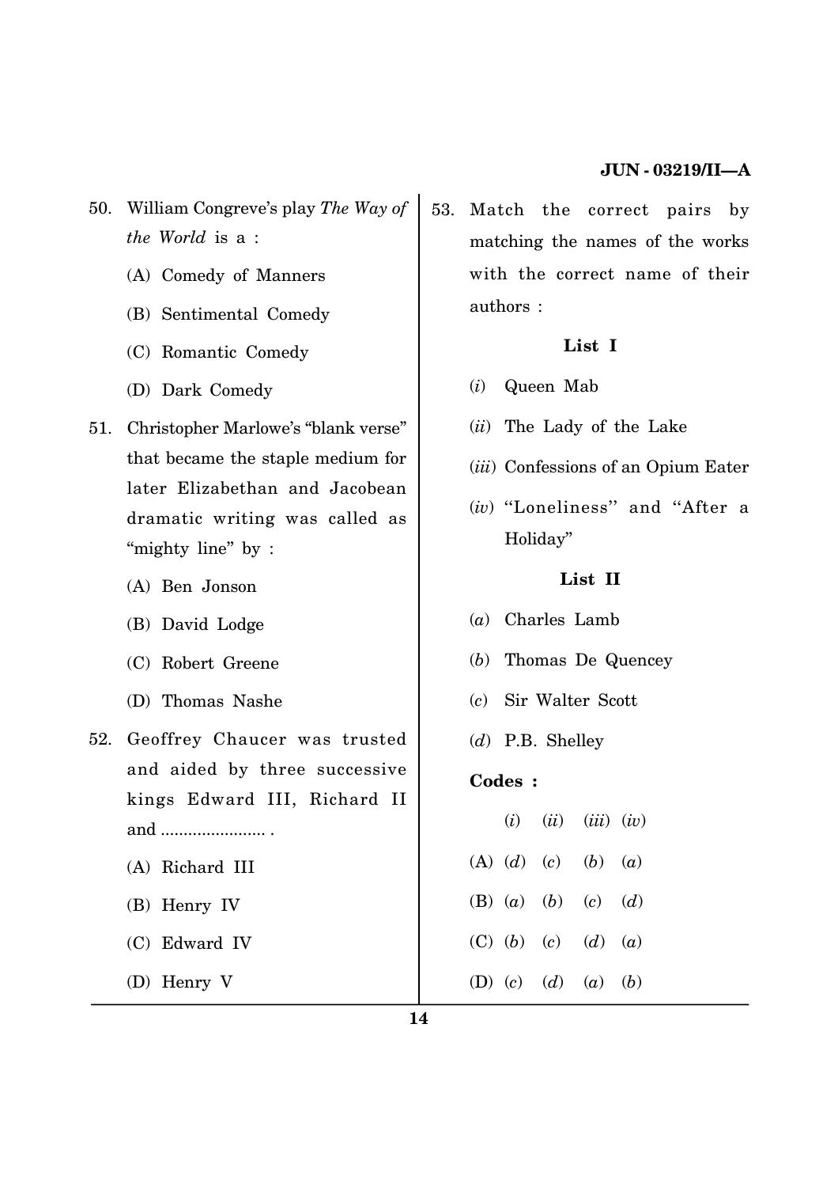50. William Congreve's play *The Way of the World* is a :

    (A) Comedy of Manners

    (B) Sentimental Comedy

    (C) Romantic Comedy

    (D) Dark Comedy

51. Christopher Marlowe's "blank verse" that became the staple medium for later Elizabethan and Jacobean dramatic writing was called as "mighty line" by :

    (A) Ben Jonson

    (B) David Lodge

    (C) Robert Greene

    (D) Thomas Nashe

52. Geoffrey Chaucer was trusted and aided by three successive kings Edward III, Richard II and ...................... .

    (A) Richard III

    (B) Henry IV

    (C) Edward IV

    (D) Henry V

53. Match the correct pairs by matching the names of the works with the correct name of their authors :

    **List I**

    (*i*) Queen Mab

    (*ii*) The Lady of the Lake

    (*iii*) Confessions of an Opium Eater

    (*iv*) "Loneliness" and "After a Holiday"

    **List II**

    (*a*) Charles Lamb

    (*b*) Thomas De Quencey

    (*c*) Sir Walter Scott

    (*d*) P.B. Shelley

    **Codes :**

    |  | (*i*) | (*ii*) | (*iii*) | (*iv*) |
    |---|---|---|---|---|
    | (A) | (*d*) | (*c*) | (*b*) | (*a*) |
    | (B) | (*a*) | (*b*) | (*c*) | (*d*) |
    | (C) | (*b*) | (*c*) | (*d*) | (*a*) |
    | (D) | (*c*) | (*d*) | (*a*) | (*b*) |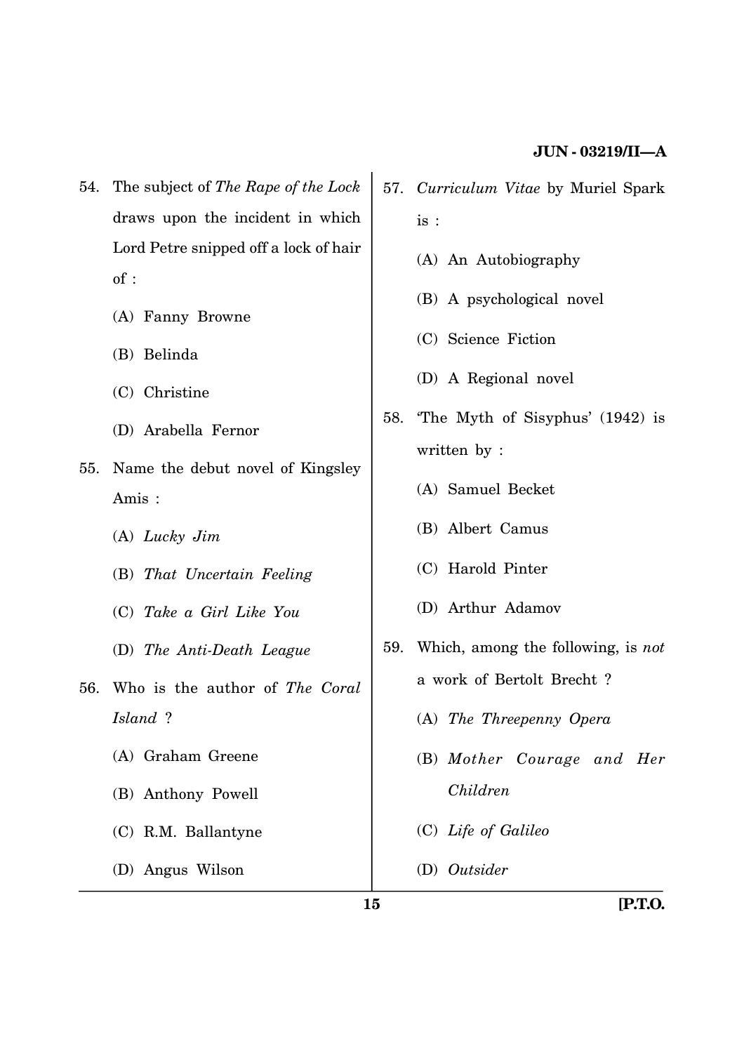54. The subject of *The Rape of the Lock* draws upon the incident in which Lord Petre snipped off a lock of hair of :

    (A) Fanny Browne

    (B) Belinda

    (C) Christine

    (D) Arabella Fernor

55. Name the debut novel of Kingsley Amis :

    (A) *Lucky Jim*

    (B) *That Uncertain Feeling*

    (C) *Take a Girl Like You*

    (D) *The Anti-Death League*

56. Who is the author of *The Coral Island* ?

    (A) Graham Greene

    (B) Anthony Powell

    (C) R.M. Ballantyne

    (D) Angus Wilson

57. *Curriculum Vitae* by Muriel Spark is :

    (A) An Autobiography

    (B) A psychological novel

    (C) Science Fiction

    (D) A Regional novel

58. 'The Myth of Sisyphus' (1942) is written by :

    (A) Samuel Becket

    (B) Albert Camus

    (C) Harold Pinter

    (D) Arthur Adamov

59. Which, among the following, is *not* a work of Bertolt Brecht ?

    (A) *The Threepenny Opera*

    (B) *Mother Courage and Her Children*

    (C) *Life of Galileo*

    (D) *Outsider*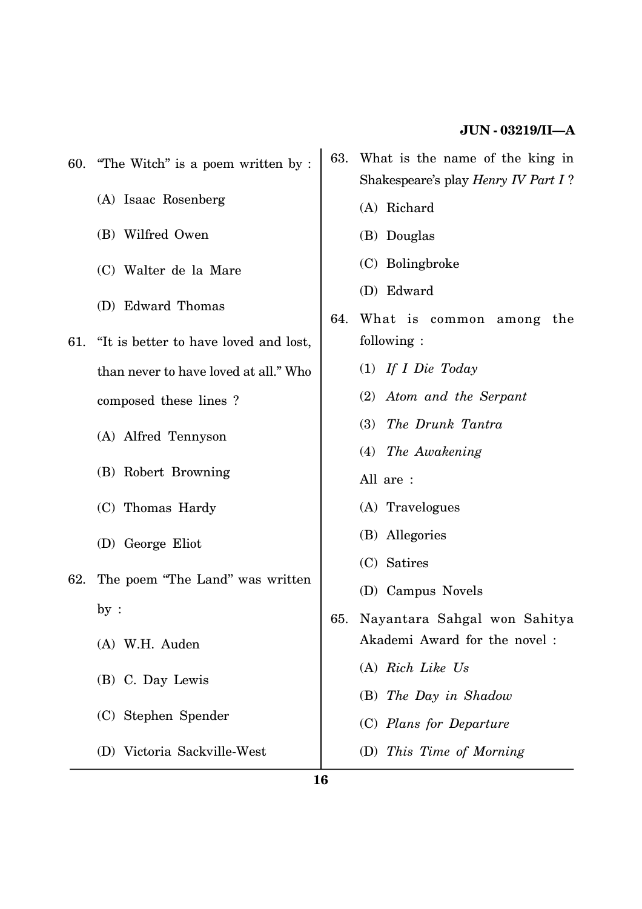60. "The Witch" is a poem written by :

(A) Isaac Rosenberg

(B) Wilfred Owen

(C) Walter de la Mare

(D) Edward Thomas

61. "It is better to have loved and lost, than never to have loved at all." Who composed these lines ?

(A) Alfred Tennyson

(B) Robert Browning

(C) Thomas Hardy

(D) George Eliot

62. The poem "The Land" was written by :

(A) W.H. Auden

(B) C. Day Lewis

(C) Stephen Spender

(D) Victoria Sackville-West

63. What is the name of the king in Shakespeare's play *Henry IV Part I* ?

(A) Richard

(B) Douglas

(C) Bolingbroke

(D) Edward

64. What is common among the following :

(1) *If I Die Today*

(2) *Atom and the Serpant*

(3) *The Drunk Tantra*

(4) *The Awakening*

All are :

(A) Travelogues

(B) Allegories

(C) Satires

(D) Campus Novels

65. Nayantara Sahgal won Sahitya Akademi Award for the novel :

(A) *Rich Like Us*

(B) *The Day in Shadow*

(C) *Plans for Departure*

(D) *This Time of Morning*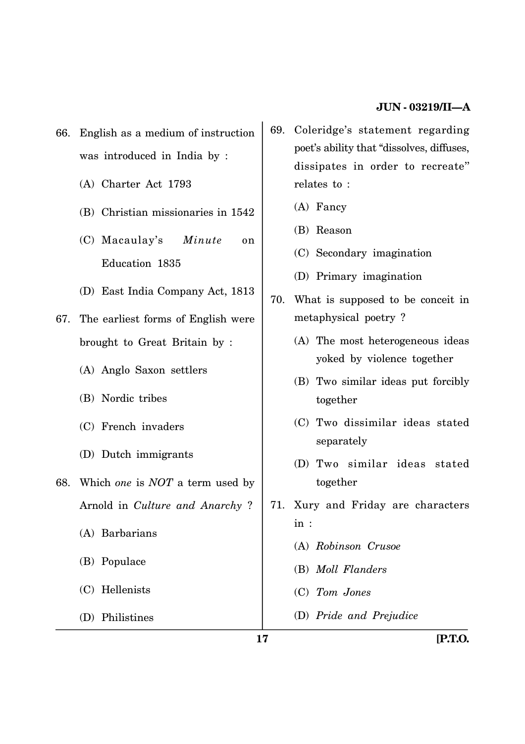66. English as a medium of instruction was introduced in India by :

    (A) Charter Act 1793

    (B) Christian missionaries in 1542

    (C) Macaulay's *Minute* on Education 1835

    (D) East India Company Act, 1813

67. The earliest forms of English were brought to Great Britain by :

    (A) Anglo Saxon settlers

    (B) Nordic tribes

    (C) French invaders

    (D) Dutch immigrants

68. Which *one* is *NOT* a term used by Arnold in *Culture and Anarchy* ?

    (A) Barbarians

    (B) Populace

    (C) Hellenists

    (D) Philistines

69. Coleridge's statement regarding poet's ability that "dissolves, diffuses, dissipates in order to recreate" relates to :

    (A) Fancy

    (B) Reason

    (C) Secondary imagination

    (D) Primary imagination

70. What is supposed to be conceit in metaphysical poetry ?

    (A) The most heterogeneous ideas yoked by violence together

    (B) Two similar ideas put forcibly together

    (C) Two dissimilar ideas stated separately

    (D) Two similar ideas stated together

71. Xury and Friday are characters in :

    (A) *Robinson Crusoe*

    (B) *Moll Flanders*

    (C) *Tom Jones*

    (D) *Pride and Prejudice*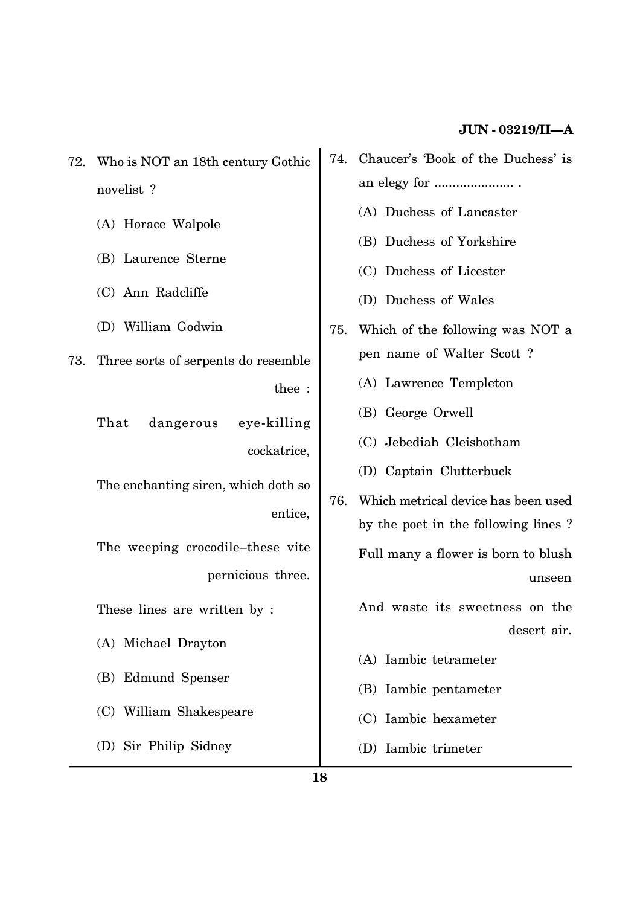72. Who is NOT an 18th century Gothic novelist ?

    (A) Horace Walpole

    (B) Laurence Sterne

    (C) Ann Radcliffe

    (D) William Godwin

73. Three sorts of serpents do resemble thee :

    That dangerous eye-killing cockatrice,

    The enchanting siren, which doth so entice,

    The weeping crocodile–these vite pernicious three.

    These lines are written by :

    (A) Michael Drayton

    (B) Edmund Spenser

    (C) William Shakespeare

    (D) Sir Philip Sidney

74. Chaucer's 'Book of the Duchess' is an elegy for ...................... .

    (A) Duchess of Lancaster

    (B) Duchess of Yorkshire

    (C) Duchess of Licester

    (D) Duchess of Wales

75. Which of the following was NOT a pen name of Walter Scott ?

    (A) Lawrence Templeton

    (B) George Orwell

    (C) Jebediah Cleisbotham

    (D) Captain Clutterbuck

76. Which metrical device has been used by the poet in the following lines ?

    Full many a flower is born to blush unseen

    And waste its sweetness on the desert air.

    (A) Iambic tetrameter

    (B) Iambic pentameter

    (C) Iambic hexameter

    (D) Iambic trimeter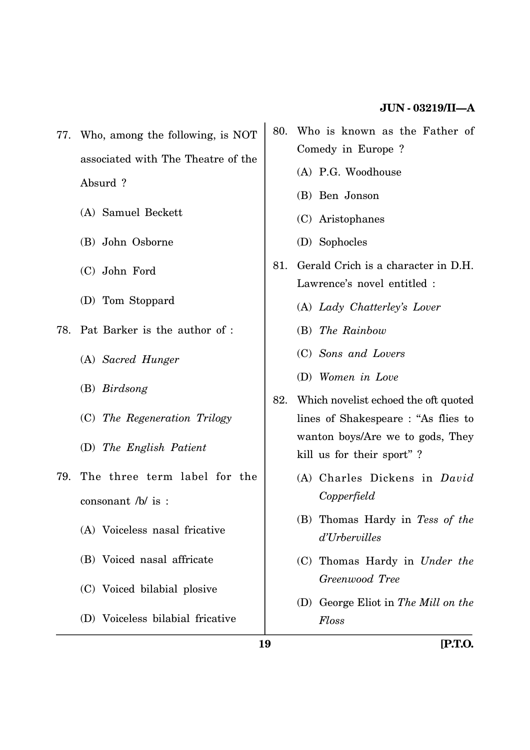77. Who, among the following, is NOT associated with The Theatre of the Absurd ?

    (A) Samuel Beckett

    (B) John Osborne

    (C) John Ford

    (D) Tom Stoppard

78. Pat Barker is the author of :

    (A) *Sacred Hunger*

    (B) *Birdsong*

    (C) *The Regeneration Trilogy*

    (D) *The English Patient*

79. The three term label for the consonant /b/ is :

    (A) Voiceless nasal fricative

    (B) Voiced nasal affricate

    (C) Voiced bilabial plosive

    (D) Voiceless bilabial fricative

80. Who is known as the Father of Comedy in Europe ?

    (A) P.G. Woodhouse

    (B) Ben Jonson

    (C) Aristophanes

    (D) Sophocles

81. Gerald Crich is a character in D.H. Lawrence's novel entitled :

    (A) *Lady Chatterley's Lover*

    (B) *The Rainbow*

    (C) *Sons and Lovers*

    (D) *Women in Love*

82. Which novelist echoed the oft quoted lines of Shakespeare : "As flies to wanton boys/Are we to gods, They kill us for their sport" ?

    (A) Charles Dickens in *David Copperfield*

    (B) Thomas Hardy in *Tess of the d'Urbervilles*

    (C) Thomas Hardy in *Under the Greenwood Tree*

    (D) George Eliot in *The Mill on the Floss*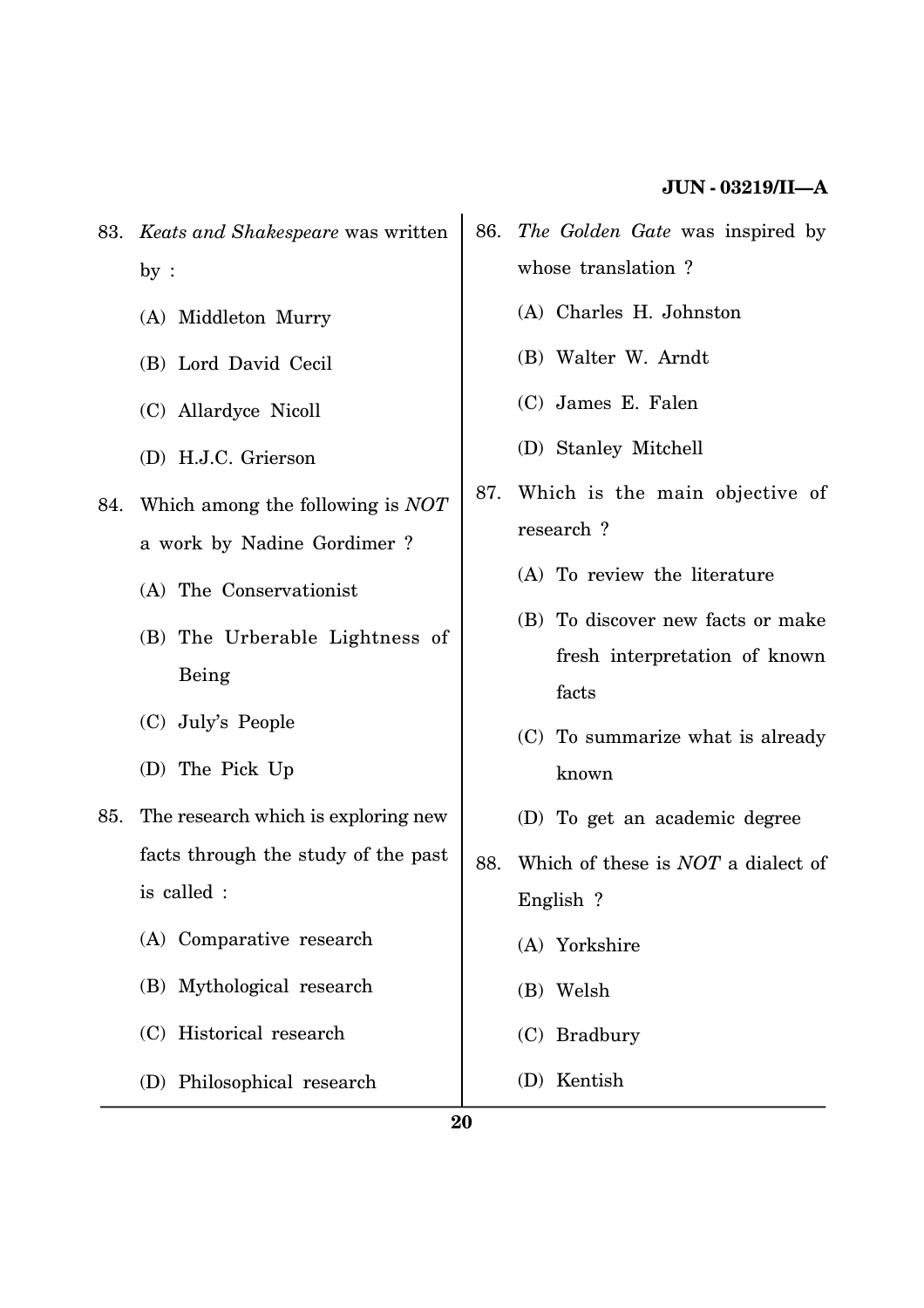83. *Keats and Shakespeare* was written by :

    (A) Middleton Murry

    (B) Lord David Cecil

    (C) Allardyce Nicoll

    (D) H.J.C. Grierson

84. Which among the following is *NOT* a work by Nadine Gordimer ?

    (A) The Conservationist

    (B) The Urberable Lightness of Being

    (C) July's People

    (D) The Pick Up

85. The research which is exploring new facts through the study of the past is called :

    (A) Comparative research

    (B) Mythological research

    (C) Historical research

    (D) Philosophical research

86. *The Golden Gate* was inspired by whose translation ?

    (A) Charles H. Johnston

    (B) Walter W. Arndt

    (C) James E. Falen

    (D) Stanley Mitchell

87. Which is the main objective of research ?

    (A) To review the literature

    (B) To discover new facts or make fresh interpretation of known facts

    (C) To summarize what is already known

    (D) To get an academic degree

88. Which of these is *NOT* a dialect of English ?

    (A) Yorkshire

    (B) Welsh

    (C) Bradbury

    (D) Kentish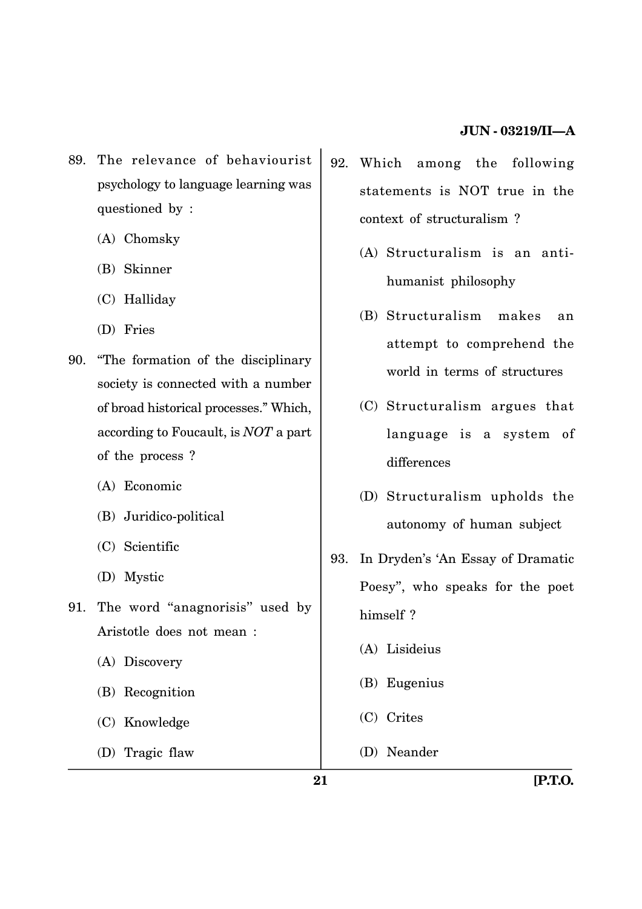89. The relevance of behaviourist psychology to language learning was questioned by :

    (A) Chomsky

    (B) Skinner

    (C) Halliday

    (D) Fries

90. "The formation of the disciplinary society is connected with a number of broad historical processes." Which, according to Foucault, is *NOT* a part of the process ?

    (A) Economic

    (B) Juridico-political

    (C) Scientific

    (D) Mystic

91. The word "anagnorisis" used by Aristotle does not mean :

    (A) Discovery

    (B) Recognition

    (C) Knowledge

    (D) Tragic flaw

92. Which among the following statements is NOT true in the context of structuralism ?

    (A) Structuralism is an anti-humanist philosophy

    (B) Structuralism makes an attempt to comprehend the world in terms of structures

    (C) Structuralism argues that language is a system of differences

    (D) Structuralism upholds the autonomy of human subject

93. In Dryden's 'An Essay of Dramatic Poesy", who speaks for the poet himself ?

    (A) Lisideius

    (B) Eugenius

    (C) Crites

    (D) Neander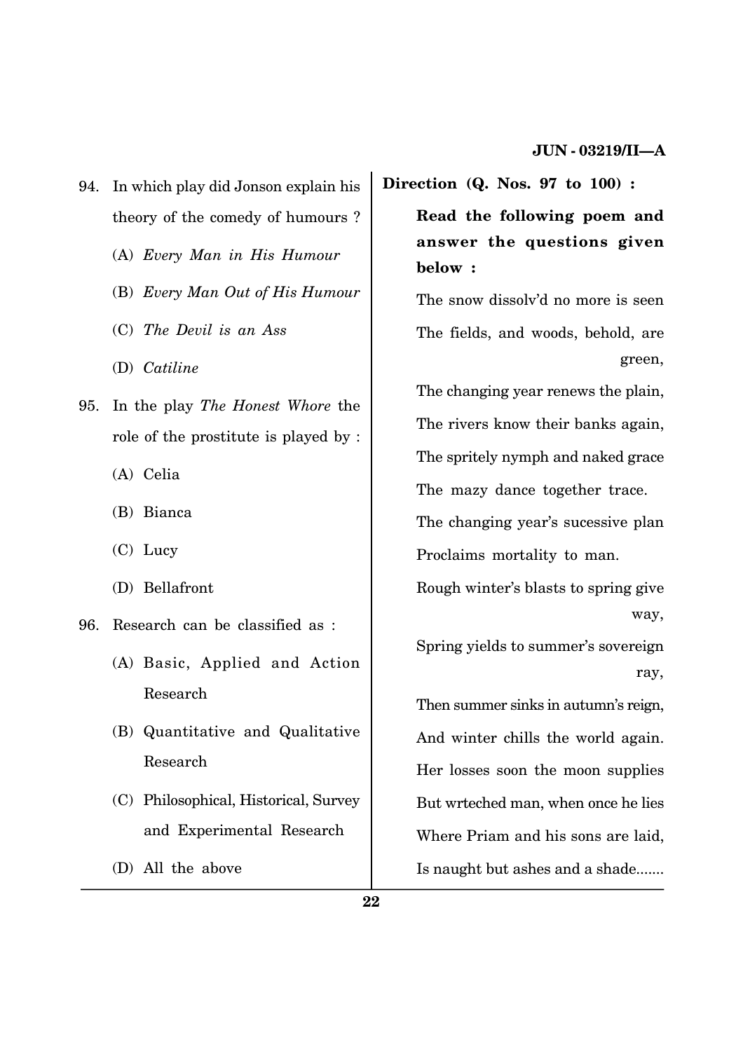94. In which play did Jonson explain his theory of the comedy of humours ?

   (A) *Every Man in His Humour*

   (B) *Every Man Out of His Humour*

   (C) *The Devil is an Ass*

   (D) *Catiline*

95. In the play *The Honest Whore* the role of the prostitute is played by :

   (A) Celia

   (B) Bianca

   (C) Lucy

   (D) Bellafront

96. Research can be classified as :

   (A) Basic, Applied and Action Research

   (B) Quantitative and Qualitative Research

   (C) Philosophical, Historical, Survey and Experimental Research

   (D) All the above

**Direction (Q. Nos. 97 to 100) :**

**Read the following poem and answer the questions given below :**

The snow dissolv'd no more is seen
The fields, and woods, behold, are green,
The changing year renews the plain,
The rivers know their banks again,
The spritely nymph and naked grace
The mazy dance together trace.
The changing year's sucessive plan
Proclaims mortality to man.
Rough winter's blasts to spring give way,
Spring yields to summer's sovereign ray,
Then summer sinks in autumn's reign,
And winter chills the world again.
Her losses soon the moon supplies
But wrteched man, when once he lies
Where Priam and his sons are laid,
Is naught but ashes and a shade.......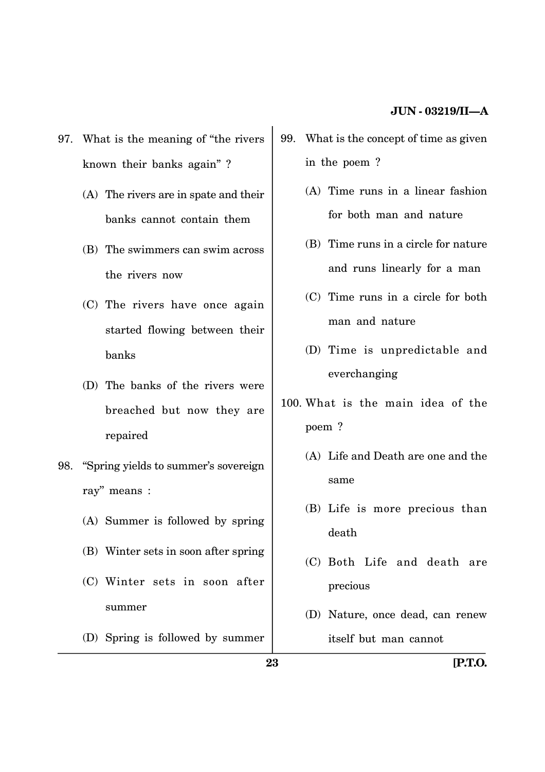97. What is the meaning of "the rivers known their banks again" ?

    (A) The rivers are in spate and their banks cannot contain them

    (B) The swimmers can swim across the rivers now

    (C) The rivers have once again started flowing between their banks

    (D) The banks of the rivers were breached but now they are repaired

98. "Spring yields to summer's sovereign ray" means :

    (A) Summer is followed by spring

    (B) Winter sets in soon after spring

    (C) Winter sets in soon after summer

    (D) Spring is followed by summer

99. What is the concept of time as given in the poem ?

    (A) Time runs in a linear fashion for both man and nature

    (B) Time runs in a circle for nature and runs linearly for a man

    (C) Time runs in a circle for both man and nature

    (D) Time is unpredictable and everchanging

100. What is the main idea of the poem ?

    (A) Life and Death are one and the same

    (B) Life is more precious than death

    (C) Both Life and death are precious

    (D) Nature, once dead, can renew itself but man cannot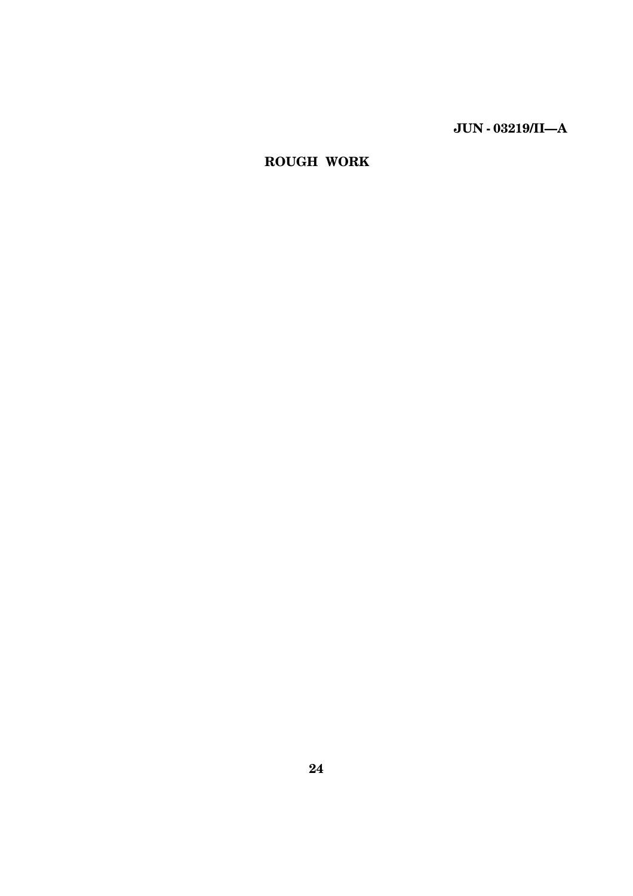## ROUGH WORK